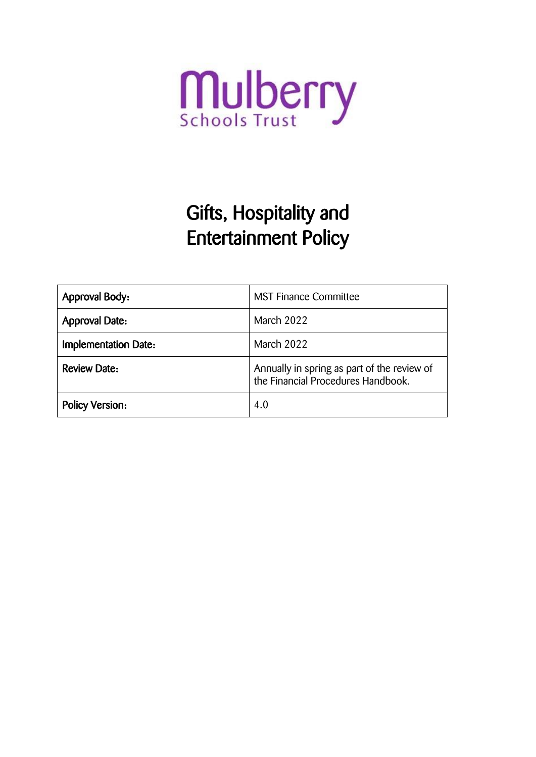Mulberry

Schools Trust

# Gifts, Hospitality and Entertainment Policy

| Approval Body: | MST Finance Committee |
|---|---|
| Approval Date: | March 2022 |
| Implementation Date: | March 2022 |
| Review Date: | Annually in spring as part of the review of the Financial Procedures Handbook. |
| Policy Version: | 4.0 |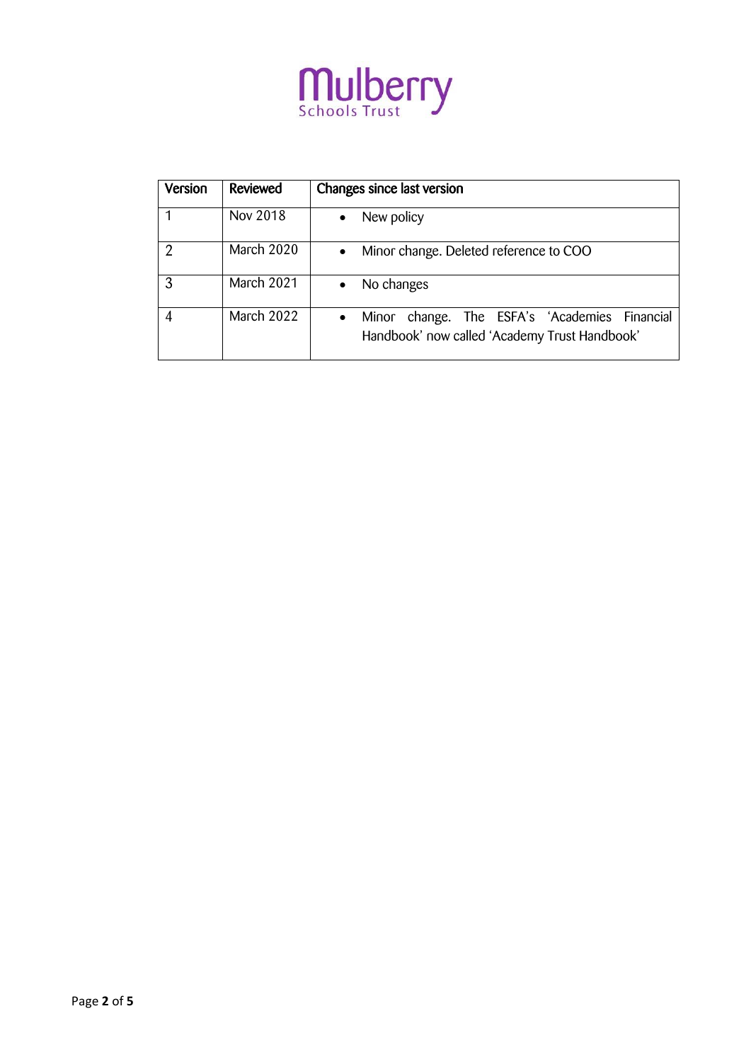Mulberry Schools Trust

| Version | Reviewed | Changes since last version |
|---|---|---|
| 1 | Nov 2018 | • New policy |
| 2 | March 2020 | • Minor change. Deleted reference to COO |
| 3 | March 2021 | • No changes |
| 4 | March 2022 | • Minor change. The ESFA's 'Academies Financial Handbook' now called 'Academy Trust Handbook' |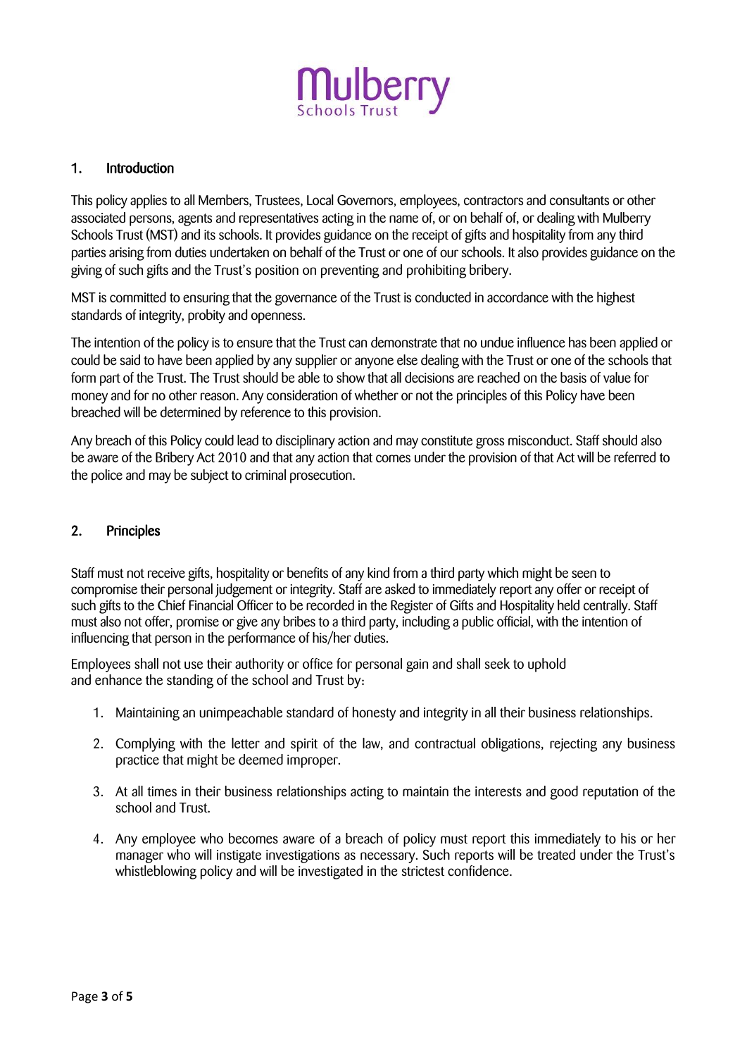## 1. Introduction

This policy applies to all Members, Trustees, Local Governors, employees, contractors and consultants or other associated persons, agents and representatives acting in the name of, or on behalf of, or dealing with Mulberry Schools Trust (MST) and its schools. It provides guidance on the receipt of gifts and hospitality from any third parties arising from duties undertaken on behalf of the Trust or one of our schools. It also provides guidance on the giving of such gifts and the Trust's position on preventing and prohibiting bribery.

MST is committed to ensuring that the governance of the Trust is conducted in accordance with the highest standards of integrity, probity and openness.

The intention of the policy is to ensure that the Trust can demonstrate that no undue influence has been applied or could be said to have been applied by any supplier or anyone else dealing with the Trust or one of the schools that form part of the Trust. The Trust should be able to show that all decisions are reached on the basis of value for money and for no other reason. Any consideration of whether or not the principles of this Policy have been breached will be determined by reference to this provision.

Any breach of this Policy could lead to disciplinary action and may constitute gross misconduct. Staff should also be aware of the Bribery Act 2010 and that any action that comes under the provision of that Act will be referred to the police and may be subject to criminal prosecution.

## 2. Principles

Staff must not receive gifts, hospitality or benefits of any kind from a third party which might be seen to compromise their personal judgement or integrity. Staff are asked to immediately report any offer or receipt of such gifts to the Chief Financial Officer to be recorded in the Register of Gifts and Hospitality held centrally. Staff must also not offer, promise or give any bribes to a third party, including a public official, with the intention of influencing that person in the performance of his/her duties.

Employees shall not use their authority or office for personal gain and shall seek to uphold and enhance the standing of the school and Trust by:

1. Maintaining an unimpeachable standard of honesty and integrity in all their business relationships.
2. Complying with the letter and spirit of the law, and contractual obligations, rejecting any business practice that might be deemed improper.
3. At all times in their business relationships acting to maintain the interests and good reputation of the school and Trust.
4. Any employee who becomes aware of a breach of policy must report this immediately to his or her manager who will instigate investigations as necessary. Such reports will be treated under the Trust's whistleblowing policy and will be investigated in the strictest confidence.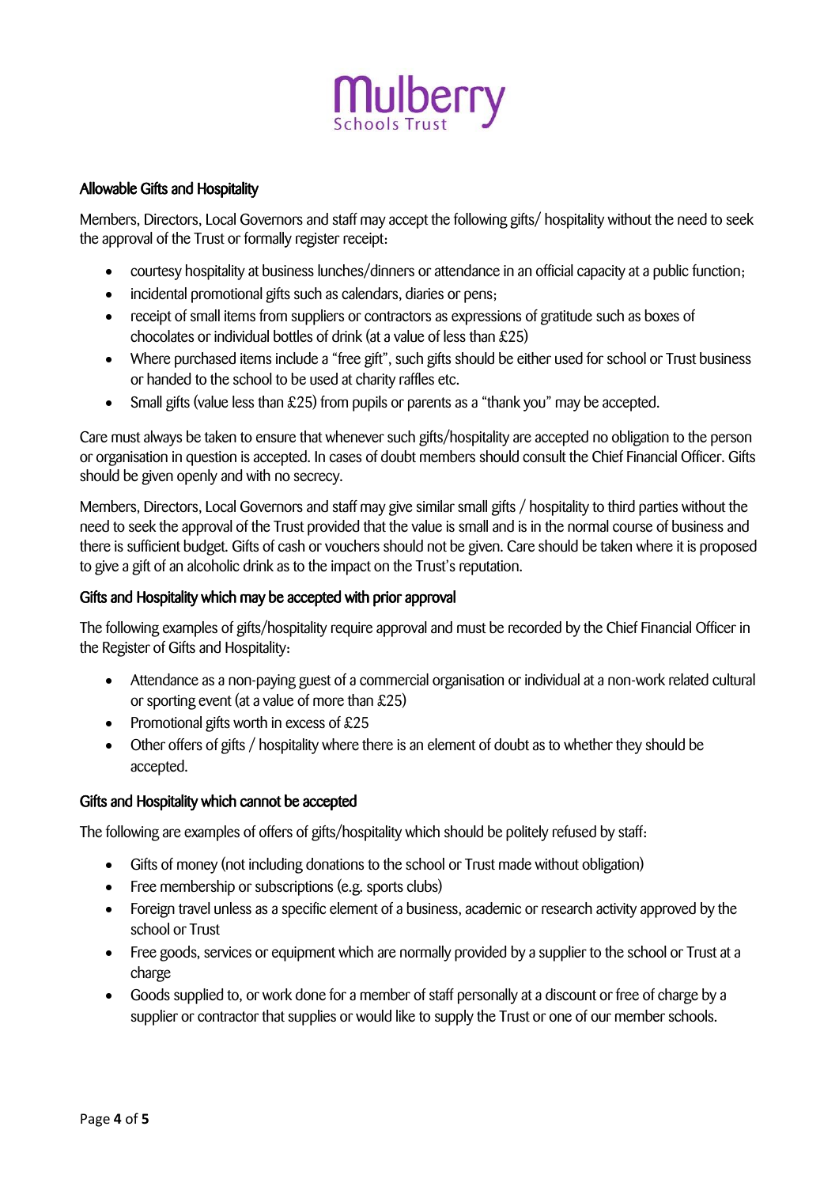### Allowable Gifts and Hospitality

Members, Directors, Local Governors and staff may accept the following gifts/ hospitality without the need to seek the approval of the Trust or formally register receipt:

- courtesy hospitality at business lunches/dinners or attendance in an official capacity at a public function;
- incidental promotional gifts such as calendars, diaries or pens;
- receipt of small items from suppliers or contractors as expressions of gratitude such as boxes of chocolates or individual bottles of drink (at a value of less than £25)
- Where purchased items include a "free gift", such gifts should be either used for school or Trust business or handed to the school to be used at charity raffles etc.
- Small gifts (value less than £25) from pupils or parents as a "thank you" may be accepted.

Care must always be taken to ensure that whenever such gifts/hospitality are accepted no obligation to the person or organisation in question is accepted. In cases of doubt members should consult the Chief Financial Officer. Gifts should be given openly and with no secrecy.

Members, Directors, Local Governors and staff may give similar small gifts / hospitality to third parties without the need to seek the approval of the Trust provided that the value is small and is in the normal course of business and there is sufficient budget. Gifts of cash or vouchers should not be given. Care should be taken where it is proposed to give a gift of an alcoholic drink as to the impact on the Trust's reputation.

### Gifts and Hospitality which may be accepted with prior approval

The following examples of gifts/hospitality require approval and must be recorded by the Chief Financial Officer in the Register of Gifts and Hospitality:

- Attendance as a non-paying guest of a commercial organisation or individual at a non-work related cultural or sporting event (at a value of more than £25)
- Promotional gifts worth in excess of £25
- Other offers of gifts / hospitality where there is an element of doubt as to whether they should be accepted.

### Gifts and Hospitality which cannot be accepted

The following are examples of offers of gifts/hospitality which should be politely refused by staff:

- Gifts of money (not including donations to the school or Trust made without obligation)
- Free membership or subscriptions (e.g. sports clubs)
- Foreign travel unless as a specific element of a business, academic or research activity approved by the school or Trust
- Free goods, services or equipment which are normally provided by a supplier to the school or Trust at a charge
- Goods supplied to, or work done for a member of staff personally at a discount or free of charge by a supplier or contractor that supplies or would like to supply the Trust or one of our member schools.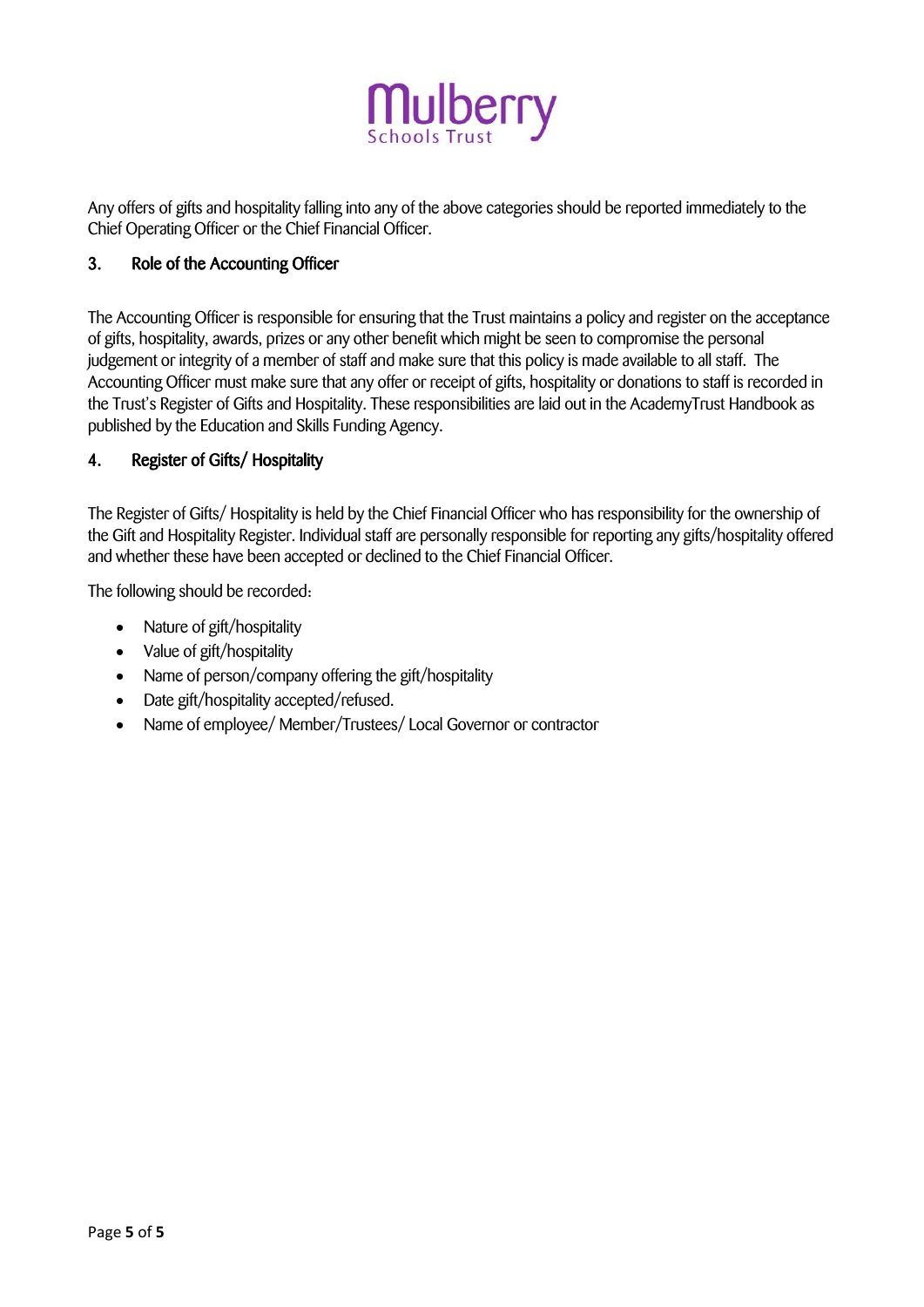Any offers of gifts and hospitality falling into any of the above categories should be reported immediately to the Chief Operating Officer or the Chief Financial Officer.

## 3. Role of the Accounting Officer

The Accounting Officer is responsible for ensuring that the Trust maintains a policy and register on the acceptance of gifts, hospitality, awards, prizes or any other benefit which might be seen to compromise the personal judgement or integrity of a member of staff and make sure that this policy is made available to all staff. The Accounting Officer must make sure that any offer or receipt of gifts, hospitality or donations to staff is recorded in the Trust's Register of Gifts and Hospitality. These responsibilities are laid out in the AcademyTrust Handbook as published by the Education and Skills Funding Agency.

## 4. Register of Gifts/ Hospitality

The Register of Gifts/ Hospitality is held by the Chief Financial Officer who has responsibility for the ownership of the Gift and Hospitality Register. Individual staff are personally responsible for reporting any gifts/hospitality offered and whether these have been accepted or declined to the Chief Financial Officer.

The following should be recorded:

- Nature of gift/hospitality
- Value of gift/hospitality
- Name of person/company offering the gift/hospitality
- Date gift/hospitality accepted/refused.
- Name of employee/ Member/Trustees/ Local Governor or contractor